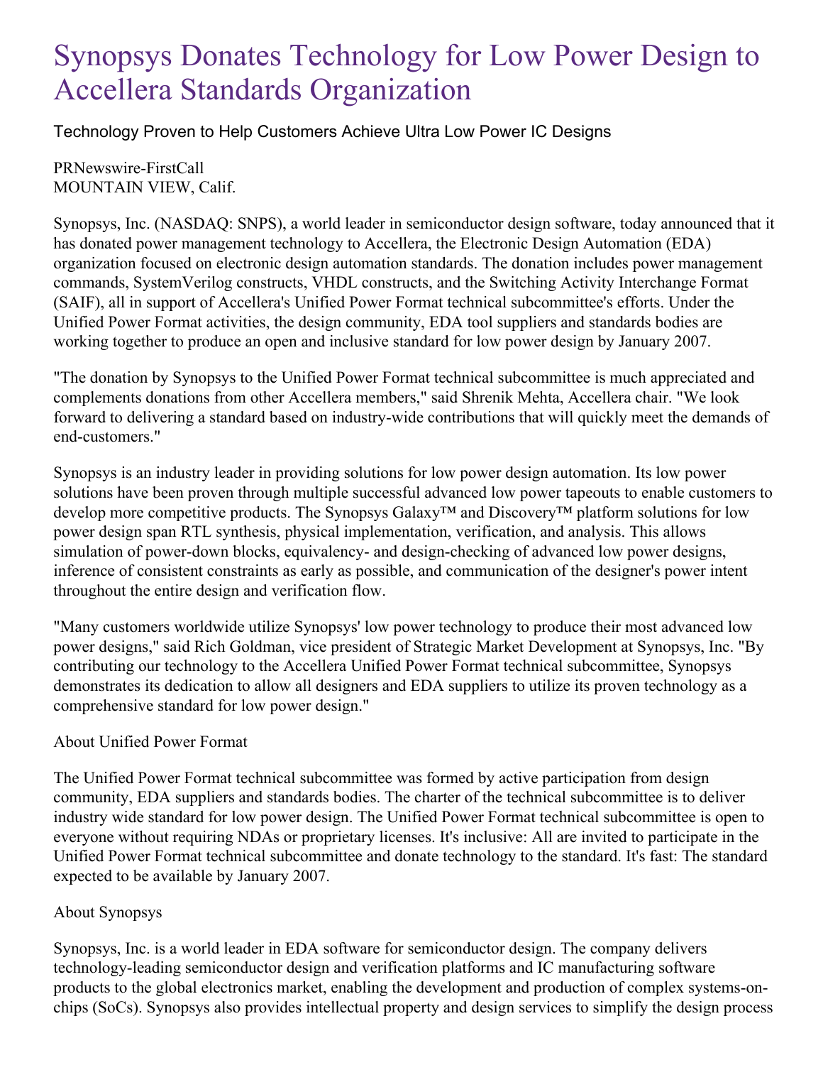# Synopsys Donates Technology for Low Power Design to Accellera Standards Organization

## Technology Proven to Help Customers Achieve Ultra Low Power IC Designs

PRNewswire-FirstCall
MOUNTAIN VIEW, Calif.

Synopsys, Inc. (NASDAQ: SNPS), a world leader in semiconductor design software, today announced that it has donated power management technology to Accellera, the Electronic Design Automation (EDA) organization focused on electronic design automation standards. The donation includes power management commands, SystemVerilog constructs, VHDL constructs, and the Switching Activity Interchange Format (SAIF), all in support of Accellera's Unified Power Format technical subcommittee's efforts. Under the Unified Power Format activities, the design community, EDA tool suppliers and standards bodies are working together to produce an open and inclusive standard for low power design by January 2007.

"The donation by Synopsys to the Unified Power Format technical subcommittee is much appreciated and complements donations from other Accellera members," said Shrenik Mehta, Accellera chair. "We look forward to delivering a standard based on industry-wide contributions that will quickly meet the demands of end-customers."

Synopsys is an industry leader in providing solutions for low power design automation. Its low power solutions have been proven through multiple successful advanced low power tapeouts to enable customers to develop more competitive products. The Synopsys Galaxy™ and Discovery™ platform solutions for low power design span RTL synthesis, physical implementation, verification, and analysis. This allows simulation of power-down blocks, equivalency- and design-checking of advanced low power designs, inference of consistent constraints as early as possible, and communication of the designer's power intent throughout the entire design and verification flow.

"Many customers worldwide utilize Synopsys' low power technology to produce their most advanced low power designs," said Rich Goldman, vice president of Strategic Market Development at Synopsys, Inc. "By contributing our technology to the Accellera Unified Power Format technical subcommittee, Synopsys demonstrates its dedication to allow all designers and EDA suppliers to utilize its proven technology as a comprehensive standard for low power design."

About Unified Power Format

The Unified Power Format technical subcommittee was formed by active participation from design community, EDA suppliers and standards bodies. The charter of the technical subcommittee is to deliver industry wide standard for low power design. The Unified Power Format technical subcommittee is open to everyone without requiring NDAs or proprietary licenses. It's inclusive: All are invited to participate in the Unified Power Format technical subcommittee and donate technology to the standard. It's fast: The standard expected to be available by January 2007.

About Synopsys

Synopsys, Inc. is a world leader in EDA software for semiconductor design. The company delivers technology-leading semiconductor design and verification platforms and IC manufacturing software products to the global electronics market, enabling the development and production of complex systems-on-chips (SoCs). Synopsys also provides intellectual property and design services to simplify the design process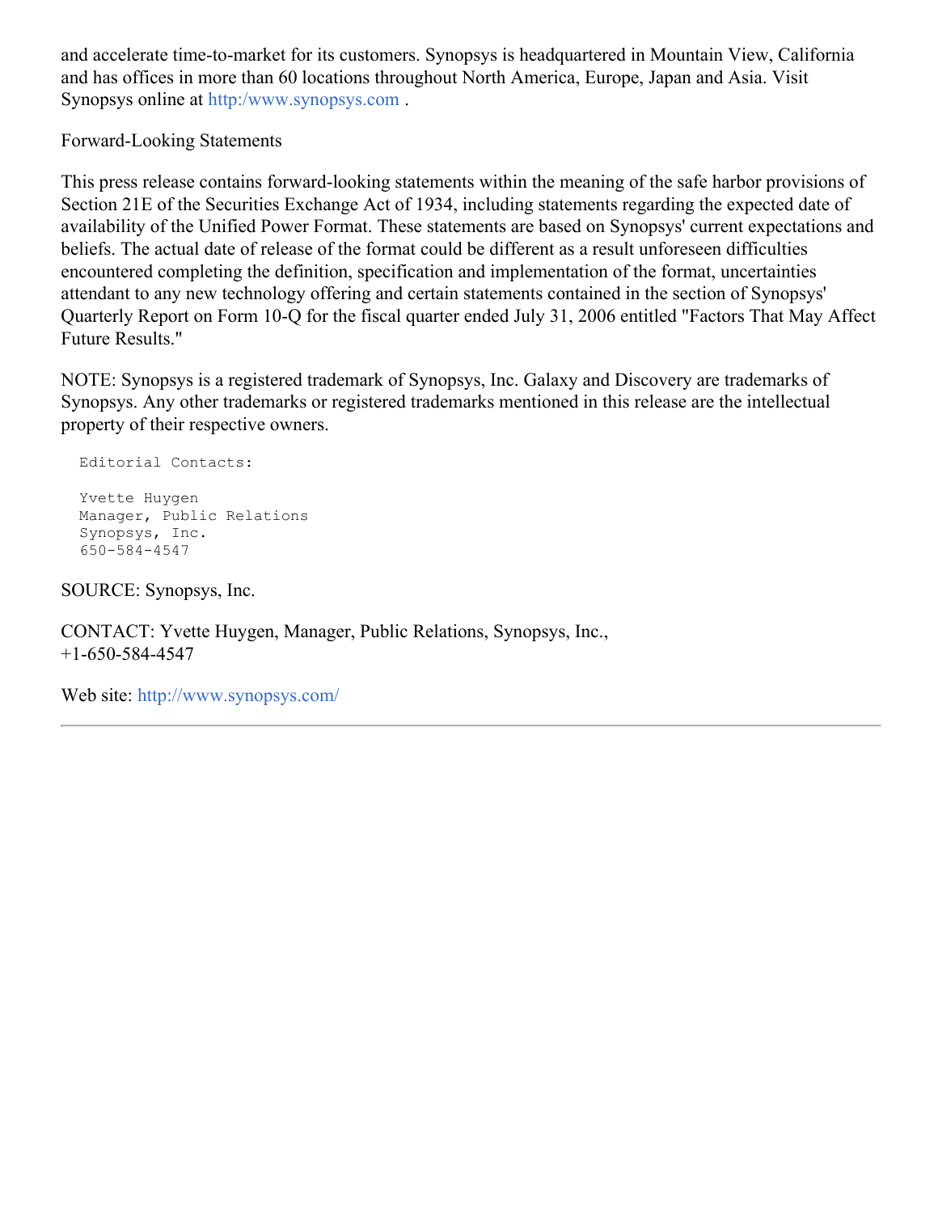and accelerate time-to-market for its customers. Synopsys is headquartered in Mountain View, California and has offices in more than 60 locations throughout North America, Europe, Japan and Asia. Visit Synopsys online at http:/www.synopsys.com .

Forward-Looking Statements

This press release contains forward-looking statements within the meaning of the safe harbor provisions of Section 21E of the Securities Exchange Act of 1934, including statements regarding the expected date of availability of the Unified Power Format. These statements are based on Synopsys' current expectations and beliefs. The actual date of release of the format could be different as a result unforeseen difficulties encountered completing the definition, specification and implementation of the format, uncertainties attendant to any new technology offering and certain statements contained in the section of Synopsys' Quarterly Report on Form 10-Q for the fiscal quarter ended July 31, 2006 entitled "Factors That May Affect Future Results."

NOTE: Synopsys is a registered trademark of Synopsys, Inc. Galaxy and Discovery are trademarks of Synopsys. Any other trademarks or registered trademarks mentioned in this release are the intellectual property of their respective owners.

```
Editorial Contacts:

Yvette Huygen
Manager, Public Relations
Synopsys, Inc.
650-584-4547
```

SOURCE: Synopsys, Inc.

CONTACT: Yvette Huygen, Manager, Public Relations, Synopsys, Inc., +1-650-584-4547

Web site: http://www.synopsys.com/